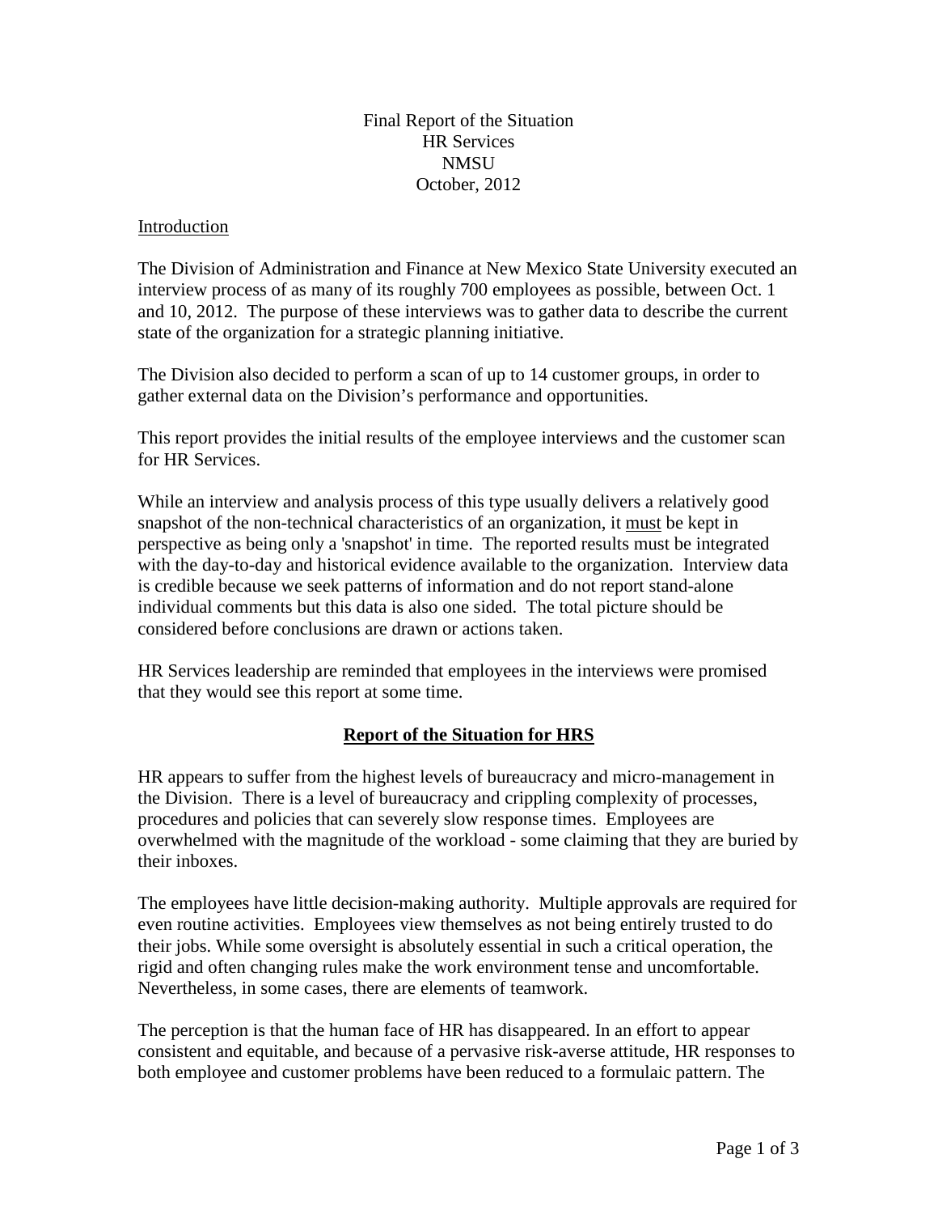Final Report of the Situation
HR Services
NMSU
October, 2012

## Introduction

The Division of Administration and Finance at New Mexico State University executed an interview process of as many of its roughly 700 employees as possible, between Oct. 1 and 10, 2012. The purpose of these interviews was to gather data to describe the current state of the organization for a strategic planning initiative.

The Division also decided to perform a scan of up to 14 customer groups, in order to gather external data on the Division's performance and opportunities.

This report provides the initial results of the employee interviews and the customer scan for HR Services.

While an interview and analysis process of this type usually delivers a relatively good snapshot of the non-technical characteristics of an organization, it must be kept in perspective as being only a 'snapshot' in time. The reported results must be integrated with the day-to-day and historical evidence available to the organization. Interview data is credible because we seek patterns of information and do not report stand-alone individual comments but this data is also one sided. The total picture should be considered before conclusions are drawn or actions taken.

HR Services leadership are reminded that employees in the interviews were promised that they would see this report at some time.

## Report of the Situation for HRS

HR appears to suffer from the highest levels of bureaucracy and micro-management in the Division. There is a level of bureaucracy and crippling complexity of processes, procedures and policies that can severely slow response times. Employees are overwhelmed with the magnitude of the workload - some claiming that they are buried by their inboxes.

The employees have little decision-making authority. Multiple approvals are required for even routine activities. Employees view themselves as not being entirely trusted to do their jobs. While some oversight is absolutely essential in such a critical operation, the rigid and often changing rules make the work environment tense and uncomfortable. Nevertheless, in some cases, there are elements of teamwork.

The perception is that the human face of HR has disappeared. In an effort to appear consistent and equitable, and because of a pervasive risk-averse attitude, HR responses to both employee and customer problems have been reduced to a formulaic pattern. The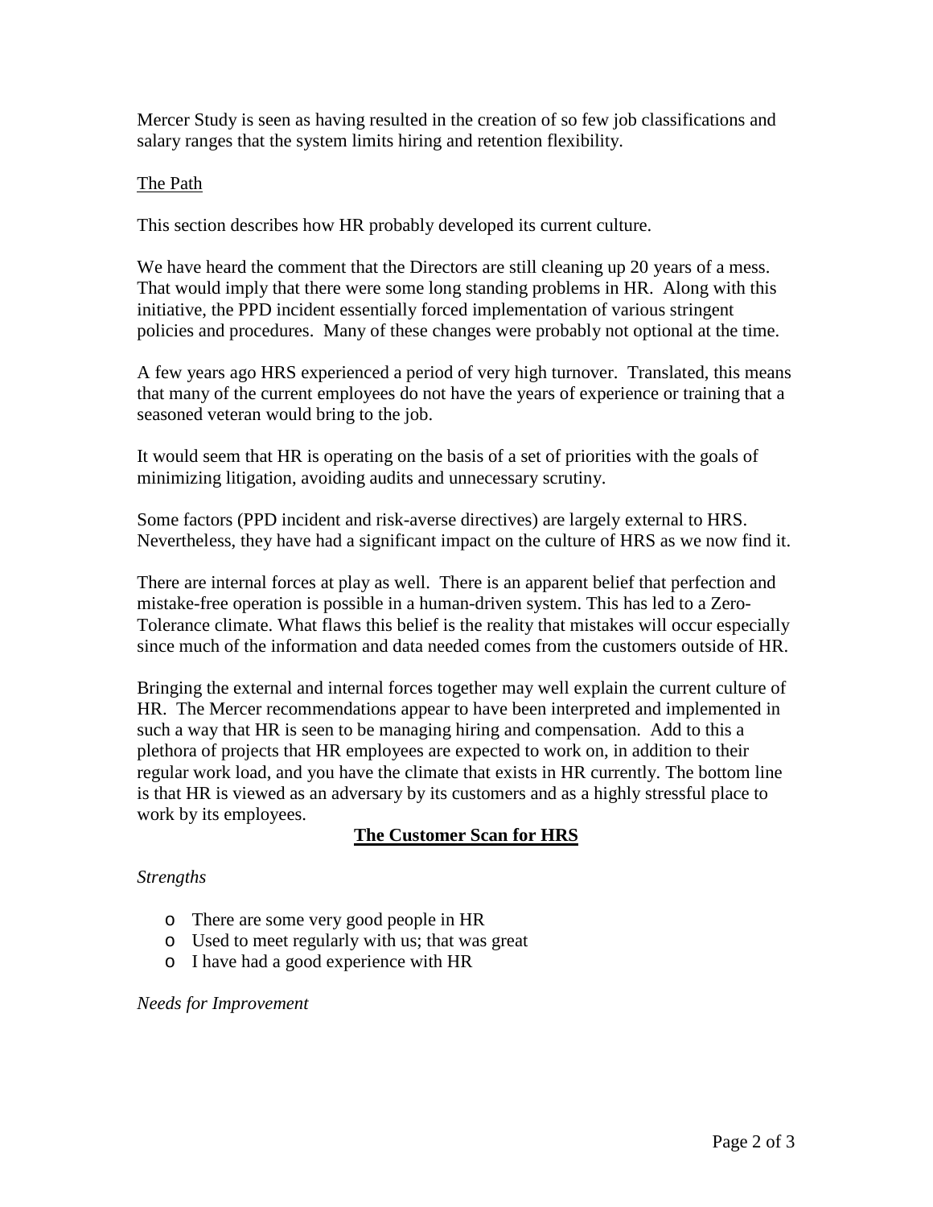Mercer Study is seen as having resulted in the creation of so few job classifications and salary ranges that the system limits hiring and retention flexibility.

<u>The Path</u>

This section describes how HR probably developed its current culture.

We have heard the comment that the Directors are still cleaning up 20 years of a mess. That would imply that there were some long standing problems in HR. Along with this initiative, the PPD incident essentially forced implementation of various stringent policies and procedures. Many of these changes were probably not optional at the time.

A few years ago HRS experienced a period of very high turnover. Translated, this means that many of the current employees do not have the years of experience or training that a seasoned veteran would bring to the job.

It would seem that HR is operating on the basis of a set of priorities with the goals of minimizing litigation, avoiding audits and unnecessary scrutiny.

Some factors (PPD incident and risk-averse directives) are largely external to HRS. Nevertheless, they have had a significant impact on the culture of HRS as we now find it.

There are internal forces at play as well. There is an apparent belief that perfection and mistake-free operation is possible in a human-driven system. This has led to a Zero-Tolerance climate. What flaws this belief is the reality that mistakes will occur especially since much of the information and data needed comes from the customers outside of HR.

Bringing the external and internal forces together may well explain the current culture of HR. The Mercer recommendations appear to have been interpreted and implemented in such a way that HR is seen to be managing hiring and compensation. Add to this a plethora of projects that HR employees are expected to work on, in addition to their regular work load, and you have the climate that exists in HR currently. The bottom line is that HR is viewed as an adversary by its customers and as a highly stressful place to work by its employees.

## The Customer Scan for HRS

*Strengths*

- There are some very good people in HR
- Used to meet regularly with us; that was great
- I have had a good experience with HR

*Needs for Improvement*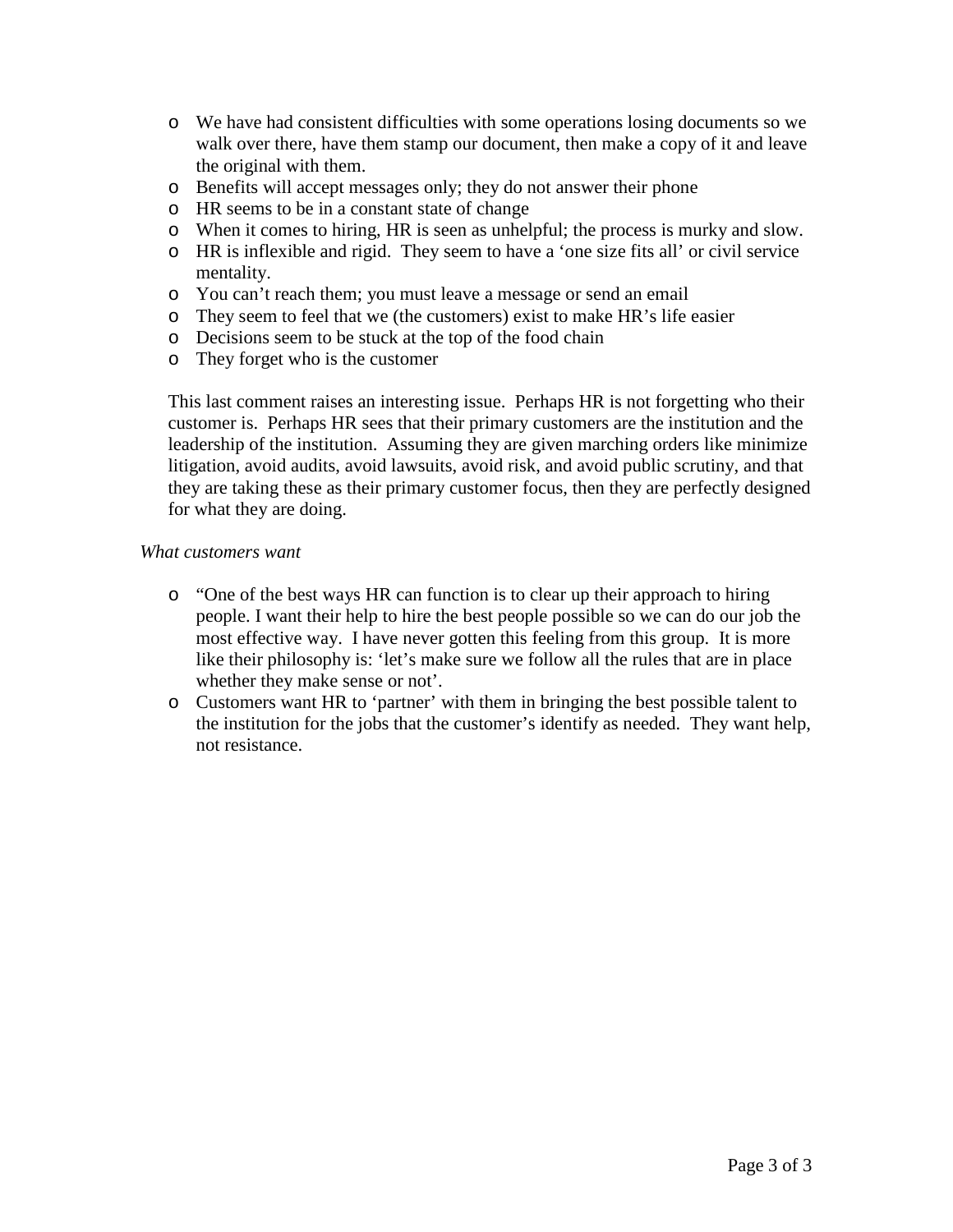- We have had consistent difficulties with some operations losing documents so we walk over there, have them stamp our document, then make a copy of it and leave the original with them.
- Benefits will accept messages only; they do not answer their phone
- HR seems to be in a constant state of change
- When it comes to hiring, HR is seen as unhelpful; the process is murky and slow.
- HR is inflexible and rigid. They seem to have a 'one size fits all' or civil service mentality.
- You can't reach them; you must leave a message or send an email
- They seem to feel that we (the customers) exist to make HR's life easier
- Decisions seem to be stuck at the top of the food chain
- They forget who is the customer

This last comment raises an interesting issue. Perhaps HR is not forgetting who their customer is. Perhaps HR sees that their primary customers are the institution and the leadership of the institution. Assuming they are given marching orders like minimize litigation, avoid audits, avoid lawsuits, avoid risk, and avoid public scrutiny, and that they are taking these as their primary customer focus, then they are perfectly designed for what they are doing.

*What customers want*

- "One of the best ways HR can function is to clear up their approach to hiring people. I want their help to hire the best people possible so we can do our job the most effective way. I have never gotten this feeling from this group. It is more like their philosophy is: 'let's make sure we follow all the rules that are in place whether they make sense or not'.
- Customers want HR to 'partner' with them in bringing the best possible talent to the institution for the jobs that the customer's identify as needed. They want help, not resistance.